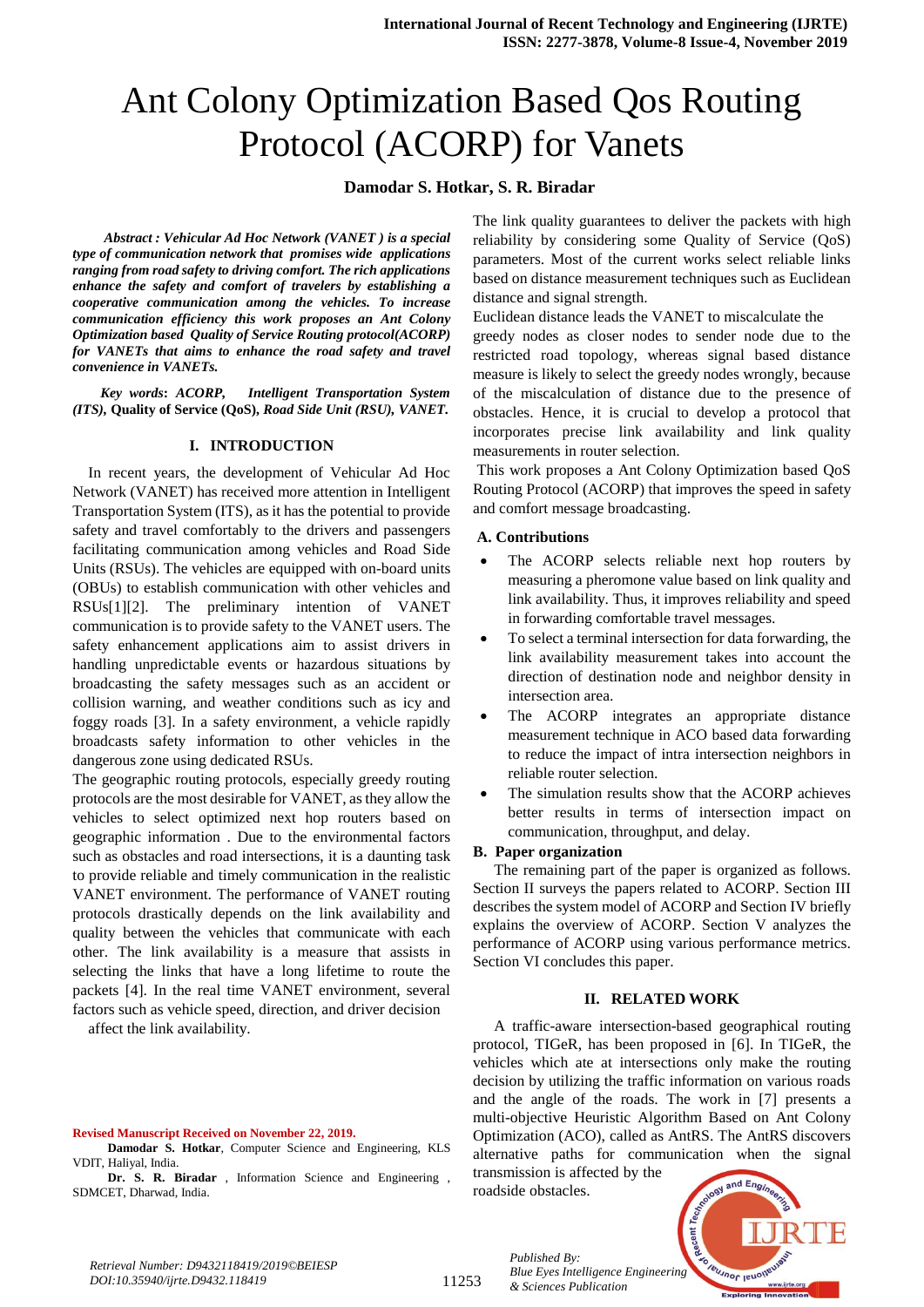# Ant Colony Optimization Based Qos Routing Protocol (ACORP) for Vanets

**Damodar S. Hotkar, S. R. Biradar**

***Abstract : Vehicular Ad Hoc Network (VANET ) is a special type of communication network that promises wide applications ranging from road safety to driving comfort. The rich applications enhance the safety and comfort of travelers by establishing a cooperative communication among the vehicles. To increase communication efficiency this work proposes an Ant Colony Optimization based Quality of Service Routing protocol(ACORP) for VANETs that aims to enhance the road safety and travel convenience in VANETs.***

***Key words: ACORP, Intelligent Transportation System (ITS),* Quality of Service (QoS), *Road Side Unit (RSU), VANET.***

## I. INTRODUCTION

In recent years, the development of Vehicular Ad Hoc Network (VANET) has received more attention in Intelligent Transportation System (ITS), as it has the potential to provide safety and travel comfortably to the drivers and passengers facilitating communication among vehicles and Road Side Units (RSUs). The vehicles are equipped with on-board units (OBUs) to establish communication with other vehicles and RSUs[1][2]. The preliminary intention of VANET communication is to provide safety to the VANET users. The safety enhancement applications aim to assist drivers in handling unpredictable events or hazardous situations by broadcasting the safety messages such as an accident or collision warning, and weather conditions such as icy and foggy roads [3]. In a safety environment, a vehicle rapidly broadcasts safety information to other vehicles in the dangerous zone using dedicated RSUs.

The geographic routing protocols, especially greedy routing protocols are the most desirable for VANET, as they allow the vehicles to select optimized next hop routers based on geographic information . Due to the environmental factors such as obstacles and road intersections, it is a daunting task to provide reliable and timely communication in the realistic VANET environment. The performance of VANET routing protocols drastically depends on the link availability and quality between the vehicles that communicate with each other. The link availability is a measure that assists in selecting the links that have a long lifetime to route the packets [4]. In the real time VANET environment, several factors such as vehicle speed, direction, and driver decision affect the link availability.

The link quality guarantees to deliver the packets with high reliability by considering some Quality of Service (QoS) parameters. Most of the current works select reliable links based on distance measurement techniques such as Euclidean distance and signal strength.

Euclidean distance leads the VANET to miscalculate the greedy nodes as closer nodes to sender node due to the restricted road topology, whereas signal based distance measure is likely to select the greedy nodes wrongly, because of the miscalculation of distance due to the presence of obstacles. Hence, it is crucial to develop a protocol that incorporates precise link availability and link quality measurements in router selection.

This work proposes a Ant Colony Optimization based QoS Routing Protocol (ACORP) that improves the speed in safety and comfort message broadcasting.

### A. Contributions

- The ACORP selects reliable next hop routers by measuring a pheromone value based on link quality and link availability. Thus, it improves reliability and speed in forwarding comfortable travel messages.
- To select a terminal intersection for data forwarding, the link availability measurement takes into account the direction of destination node and neighbor density in intersection area.
- The ACORP integrates an appropriate distance measurement technique in ACO based data forwarding to reduce the impact of intra intersection neighbors in reliable router selection.
- The simulation results show that the ACORP achieves better results in terms of intersection impact on communication, throughput, and delay.

### B. Paper organization

The remaining part of the paper is organized as follows. Section II surveys the papers related to ACORP. Section III describes the system model of ACORP and Section IV briefly explains the overview of ACORP. Section V analyzes the performance of ACORP using various performance metrics. Section VI concludes this paper.

## II. RELATED WORK

A traffic-aware intersection-based geographical routing protocol, TIGeR, has been proposed in [6]. In TIGeR, the vehicles which ate at intersections only make the routing decision by utilizing the traffic information on various roads and the angle of the roads. The work in [7] presents a multi-objective Heuristic Algorithm Based on Ant Colony Optimization (ACO), called as AntRS. The AntRS discovers alternative paths for communication when the signal transmission is affected by the roadside obstacles.

---

**Revised Manuscript Received on November 22, 2019.**

**Damodar S. Hotkar**, Computer Science and Engineering, KLS VDIT, Haliyal, India.

**Dr. S. R. Biradar** , Information Science and Engineering , SDMCET, Dharwad, India.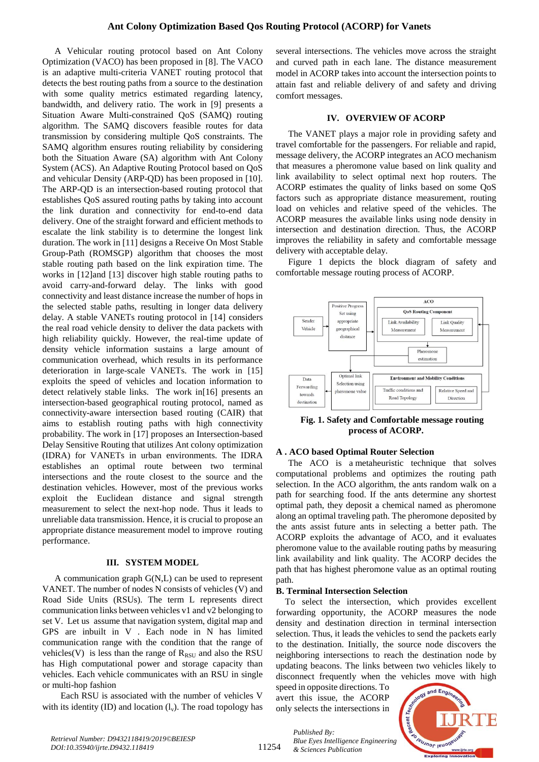A Vehicular routing protocol based on Ant Colony Optimization (VACO) has been proposed in [8]. The VACO is an adaptive multi-criteria VANET routing protocol that detects the best routing paths from a source to the destination with some quality metrics estimated regarding latency, bandwidth, and delivery ratio. The work in [9] presents a Situation Aware Multi-constrained QoS (SAMQ) routing algorithm. The SAMQ discovers feasible routes for data transmission by considering multiple QoS constraints. The SAMQ algorithm ensures routing reliability by considering both the Situation Aware (SA) algorithm with Ant Colony System (ACS). An Adaptive Routing Protocol based on QoS and vehicular Density (ARP-QD) has been proposed in [10]. The ARP-QD is an intersection-based routing protocol that establishes QoS assured routing paths by taking into account the link duration and connectivity for end-to-end data delivery. One of the straight forward and efficient methods to escalate the link stability is to determine the longest link duration. The work in [11] designs a Receive On Most Stable Group-Path (ROMSGP) algorithm that chooses the most stable routing path based on the link expiration time. The works in [12]and [13] discover high stable routing paths to avoid carry-and-forward delay. The links with good connectivity and least distance increase the number of hops in the selected stable paths, resulting in longer data delivery delay. A stable VANETs routing protocol in [14] considers the real road vehicle density to deliver the data packets with high reliability quickly. However, the real-time update of density vehicle information sustains a large amount of communication overhead, which results in its performance deterioration in large-scale VANETs. The work in [15] exploits the speed of vehicles and location information to detect relatively stable links. The work in[16] presents an intersection-based geographical routing protocol, named as connectivity-aware intersection based routing (CAIR) that aims to establish routing paths with high connectivity probability. The work in [17] proposes an Intersection-based Delay Sensitive Routing that utilizes Ant colony optimization (IDRA) for VANETs in urban environments. The IDRA establishes an optimal route between two terminal intersections and the route closest to the source and the destination vehicles. However, most of the previous works exploit the Euclidean distance and signal strength measurement to select the next-hop node. Thus it leads to unreliable data transmission. Hence, it is crucial to propose an appropriate distance measurement model to improve routing performance.

## III. SYSTEM MODEL

A communication graph G(N,L) can be used to represent VANET. The number of nodes N consists of vehicles (V) and Road Side Units (RSUs). The term L represents direct communication links between vehicles v1 and v2 belonging to set V. Let us assume that navigation system, digital map and GPS are inbuilt in V . Each node in N has limited communication range with the condition that the range of vehicles(V) is less than the range of $R_{RSU}$ and also the RSU has High computational power and storage capacity than vehicles. Each vehicle communicates with an RSU in single or multi-hop fashion

Each RSU is associated with the number of vehicles V with its identity (ID) and location ($l_v$). The road topology has several intersections. The vehicles move across the straight and curved path in each lane. The distance measurement model in ACORP takes into account the intersection points to attain fast and reliable delivery of and safety and driving comfort messages.

## IV. OVERVIEW OF ACORP

The VANET plays a major role in providing safety and travel comfortable for the passengers. For reliable and rapid, message delivery, the ACORP integrates an ACO mechanism that measures a pheromone value based on link quality and link availability to select optimal next hop routers. The ACORP estimates the quality of links based on some QoS factors such as appropriate distance measurement, routing load on vehicles and relative speed of the vehicles. The ACORP measures the available links using node density in intersection and destination direction. Thus, the ACORP improves the reliability in safety and comfortable message delivery with acceptable delay.

Figure 1 depicts the block diagram of safety and comfortable message routing process of ACORP.

**Fig. 1. Safety and Comfortable message routing process of ACORP.**

### A . ACO based Optimal Router Selection

The ACO is a metaheuristic technique that solves computational problems and optimizes the routing path selection. In the ACO algorithm, the ants random walk on a path for searching food. If the ants determine any shortest optimal path, they deposit a chemical named as pheromone along an optimal traveling path. The pheromone deposited by the ants assist future ants in selecting a better path. The ACORP exploits the advantage of ACO, and it evaluates pheromone value to the available routing paths by measuring link availability and link quality. The ACORP decides the path that has highest pheromone value as an optimal routing path.

### B. Terminal Intersection Selection

To select the intersection, which provides excellent forwarding opportunity, the ACORP measures the node density and destination direction in terminal intersection selection. Thus, it leads the vehicles to send the packets early to the destination. Initially, the source node discovers the neighboring intersections to reach the destination node by updating beacons. The links between two vehicles likely to disconnect frequently when the vehicles move with high speed in opposite directions. To avert this issue, the ACORP only selects the intersections in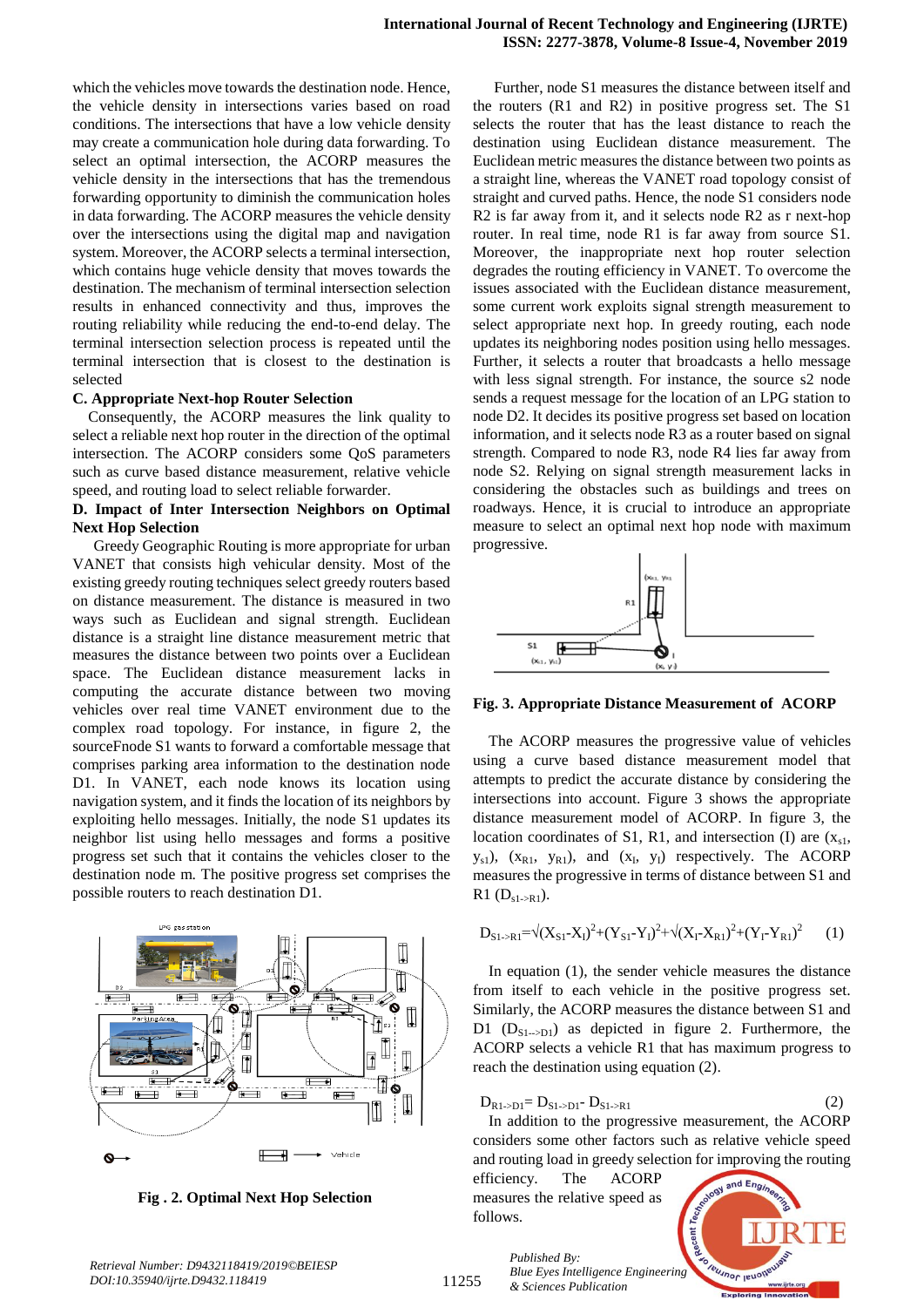which the vehicles move towards the destination node. Hence, the vehicle density in intersections varies based on road conditions. The intersections that have a low vehicle density may create a communication hole during data forwarding. To select an optimal intersection, the ACORP measures the vehicle density in the intersections that has the tremendous forwarding opportunity to diminish the communication holes in data forwarding. The ACORP measures the vehicle density over the intersections using the digital map and navigation system. Moreover, the ACORP selects a terminal intersection, which contains huge vehicle density that moves towards the destination. The mechanism of terminal intersection selection results in enhanced connectivity and thus, improves the routing reliability while reducing the end-to-end delay. The terminal intersection selection process is repeated until the terminal intersection that is closest to the destination is selected

### C. Appropriate Next-hop Router Selection

Consequently, the ACORP measures the link quality to select a reliable next hop router in the direction of the optimal intersection. The ACORP considers some QoS parameters such as curve based distance measurement, relative vehicle speed, and routing load to select reliable forwarder.

### D. Impact of Inter Intersection Neighbors on Optimal Next Hop Selection

Greedy Geographic Routing is more appropriate for urban VANET that consists high vehicular density. Most of the existing greedy routing techniques select greedy routers based on distance measurement. The distance is measured in two ways such as Euclidean and signal strength. Euclidean distance is a straight line distance measurement metric that measures the distance between two points over a Euclidean space. The Euclidean distance measurement lacks in computing the accurate distance between two moving vehicles over real time VANET environment due to the complex road topology. For instance, in figure 2, the sourceFnode S1 wants to forward a comfortable message that comprises parking area information to the destination node D1. In VANET, each node knows its location using navigation system, and it finds the location of its neighbors by exploiting hello messages. Initially, the node S1 updates its neighbor list using hello messages and forms a positive progress set such that it contains the vehicles closer to the destination node m. The positive progress set comprises the possible routers to reach destination D1.

**Fig . 2. Optimal Next Hop Selection**

Further, node S1 measures the distance between itself and the routers (R1 and R2) in positive progress set. The S1 selects the router that has the least distance to reach the destination using Euclidean distance measurement. The Euclidean metric measures the distance between two points as a straight line, whereas the VANET road topology consist of straight and curved paths. Hence, the node S1 considers node R2 is far away from it, and it selects node R2 as r next-hop router. In real time, node R1 is far away from source S1. Moreover, the inappropriate next hop router selection degrades the routing efficiency in VANET. To overcome the issues associated with the Euclidean distance measurement, some current work exploits signal strength measurement to select appropriate next hop. In greedy routing, each node updates its neighboring nodes position using hello messages. Further, it selects a router that broadcasts a hello message with less signal strength. For instance, the source s2 node sends a request message for the location of an LPG station to node D2. It decides its positive progress set based on location information, and it selects node R3 as a router based on signal strength. Compared to node R3, node R4 lies far away from node S2. Relying on signal strength measurement lacks in considering the obstacles such as buildings and trees on roadways. Hence, it is crucial to introduce an appropriate measure to select an optimal next hop node with maximum progressive.

**Fig. 3. Appropriate Distance Measurement of ACORP**

The ACORP measures the progressive value of vehicles using a curve based distance measurement model that attempts to predict the accurate distance by considering the intersections into account. Figure 3 shows the appropriate distance measurement model of ACORP. In figure 3, the location coordinates of S1, R1, and intersection (I) are ($x_{s1}$, $y_{s1}$), ($x_{R1}$, $y_{R1}$), and ($x_I$, $y_I$) respectively. The ACORP measures the progressive in terms of distance between S1 and R1 ($D_{s1\text{->}R1}$).

$$D_{S1\text{->}R1}=\sqrt{(X_{S1}-X_I)^2+(Y_{S1}-Y_I)^2}+\sqrt{(X_I-X_{R1})^2+(Y_I-Y_{R1})^2} \quad (1)$$

In equation (1), the sender vehicle measures the distance from itself to each vehicle in the positive progress set. Similarly, the ACORP measures the distance between S1 and D1 ($D_{S1\text{-->}D1}$) as depicted in figure 2. Furthermore, the ACORP selects a vehicle R1 that has maximum progress to reach the destination using equation (2).

$$D_{R1\text{->}D1}= D_{S1\text{->}D1}- D_{S1\text{->}R1} \quad (2)$$

In addition to the progressive measurement, the ACORP considers some other factors such as relative vehicle speed and routing load in greedy selection for improving the routing efficiency. The ACORP measures the relative speed as follows.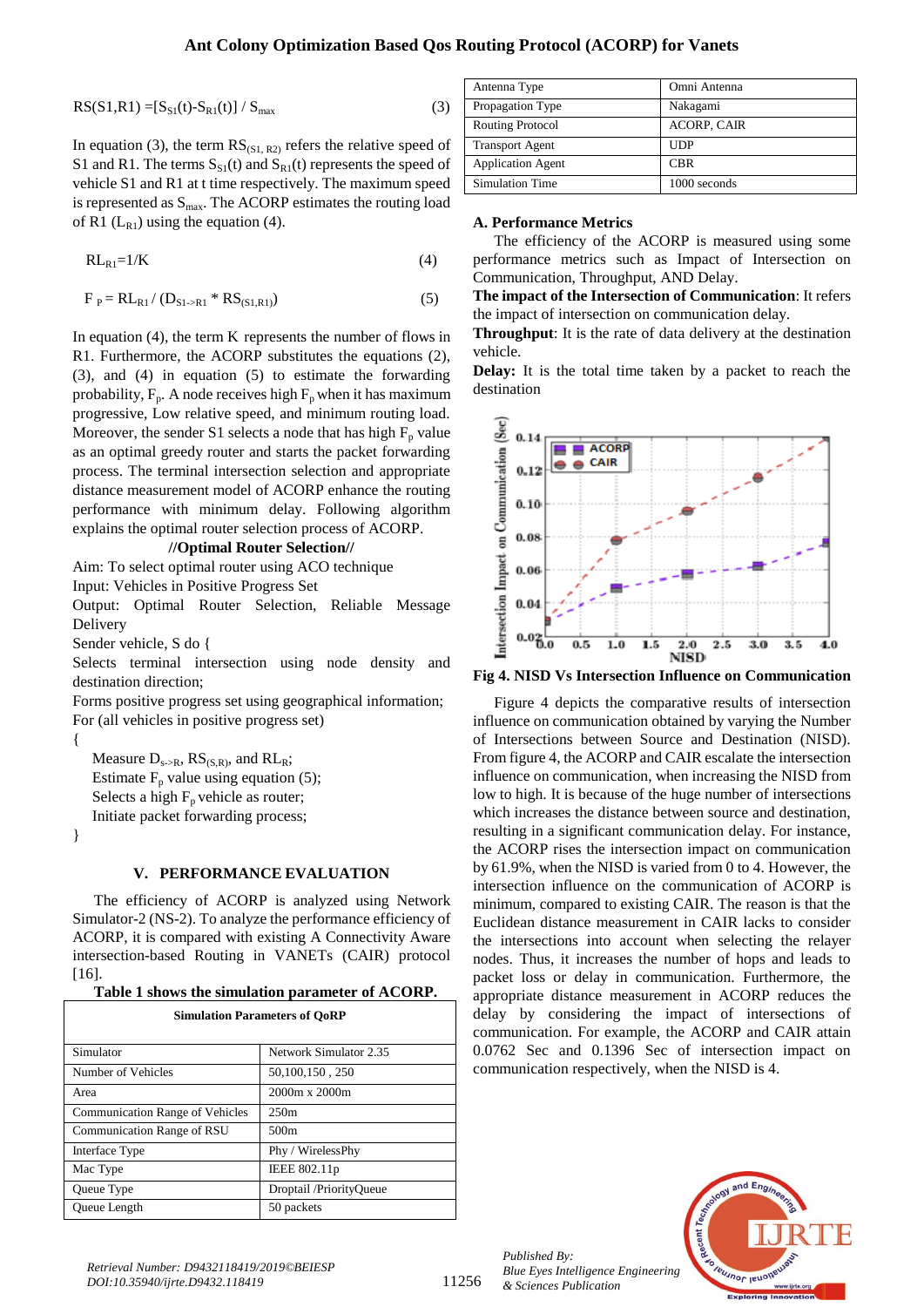$$RS(S1,R1) = [S_{S1}(t) - S_{R1}(t)] / S_{max} \quad (3)$$

In equation (3), the term $RS_{(S1, R2)}$ refers the relative speed of S1 and R1. The terms $S_{S1}(t)$ and $S_{R1}(t)$ represents the speed of vehicle S1 and R1 at t time respectively. The maximum speed is represented as $S_{max}$. The ACORP estimates the routing load of R1 ($L_{R1}$) using the equation (4).

$$RL_{R1} = 1/K \quad (4)$$

$$F_P = RL_{R1} / (D_{S1\to R1} * RS_{(S1,R1)}) \quad (5)$$

In equation (4), the term K represents the number of flows in R1. Furthermore, the ACORP substitutes the equations (2), (3), and (4) in equation (5) to estimate the forwarding probability, $F_p$. A node receives high $F_p$ when it has maximum progressive, Low relative speed, and minimum routing load. Moreover, the sender S1 selects a node that has high $F_p$ value as an optimal greedy router and starts the packet forwarding process. The terminal intersection selection and appropriate distance measurement model of ACORP enhance the routing performance with minimum delay. Following algorithm explains the optimal router selection process of ACORP.

**//Optimal Router Selection//**

Aim: To select optimal router using ACO technique
Input: Vehicles in Positive Progress Set
Output: Optimal Router Selection, Reliable Message Delivery
Sender vehicle, S do {
Selects terminal intersection using node density and destination direction;
Forms positive progress set using geographical information;
For (all vehicles in positive progress set)
{
  Measure $D_{s\to R}$, $RS_{(S,R)}$, and $RL_R$;
  Estimate $F_p$ value using equation (5);
  Selects a high $F_p$ vehicle as router;
  Initiate packet forwarding process;
}

## V. PERFORMANCE EVALUATION

The efficiency of ACORP is analyzed using Network Simulator-2 (NS-2). To analyze the performance efficiency of ACORP, it is compared with existing A Connectivity Aware intersection-based Routing in VANETs (CAIR) protocol [16].

**Table 1 shows the simulation parameter of ACORP.**

| Simulation Parameters of QoRP | |
|---|---|
| Simulator | Network Simulator 2.35 |
| Number of Vehicles | 50,100,150 , 250 |
| Area | 2000m x 2000m |
| Communication Range of Vehicles | 250m |
| Communication Range of RSU | 500m |
| Interface Type | Phy / WirelessPhy |
| Mac Type | IEEE 802.11p |
| Queue Type | Droptail /PriorityQueue |
| Queue Length | 50 packets |
| Antenna Type | Omni Antenna |
| Propagation Type | Nakagami |
| Routing Protocol | ACORP, CAIR |
| Transport Agent | UDP |
| Application Agent | CBR |
| Simulation Time | 1000 seconds |

### A. Performance Metrics

The efficiency of the ACORP is measured using some performance metrics such as Impact of Intersection on Communication, Throughput, AND Delay.

**The impact of the Intersection of Communication**: It refers the impact of intersection on communication delay.

**Throughput**: It is the rate of data delivery at the destination vehicle.

**Delay:** It is the total time taken by a packet to reach the destination

**Fig 4. NISD Vs Intersection Influence on Communication**

Figure 4 depicts the comparative results of intersection influence on communication obtained by varying the Number of Intersections between Source and Destination (NISD). From figure 4, the ACORP and CAIR escalate the intersection influence on communication, when increasing the NISD from low to high. It is because of the huge number of intersections which increases the distance between source and destination, resulting in a significant communication delay. For instance, the ACORP rises the intersection impact on communication by 61.9%, when the NISD is varied from 0 to 4. However, the intersection influence on the communication of ACORP is minimum, compared to existing CAIR. The reason is that the Euclidean distance measurement in CAIR lacks to consider the intersections into account when selecting the relayer nodes. Thus, it increases the number of hops and leads to packet loss or delay in communication. Furthermore, the appropriate distance measurement in ACORP reduces the delay by considering the impact of intersections of communication. For example, the ACORP and CAIR attain 0.0762 Sec and 0.1396 Sec of intersection impact on communication respectively, when the NISD is 4.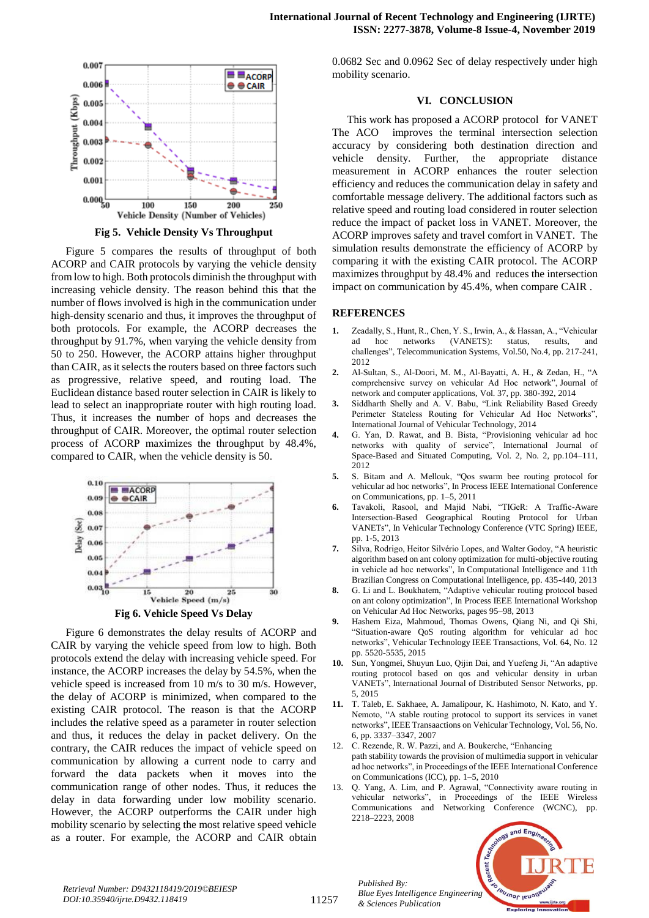Fig 5. Vehicle Density Vs Throughput

Figure 5 compares the results of throughput of both ACORP and CAIR protocols by varying the vehicle density from low to high. Both protocols diminish the throughput with increasing vehicle density. The reason behind this that the number of flows involved is high in the communication under high-density scenario and thus, it improves the throughput of both protocols. For example, the ACORP decreases the throughput by 91.7%, when varying the vehicle density from 50 to 250. However, the ACORP attains higher throughput than CAIR, as it selects the routers based on three factors such as progressive, relative speed, and routing load. The Euclidean distance based router selection in CAIR is likely to lead to select an inappropriate router with high routing load. Thus, it increases the number of hops and decreases the throughput of CAIR. Moreover, the optimal router selection process of ACORP maximizes the throughput by 48.4%, compared to CAIR, when the vehicle density is 50.

Fig 6. Vehicle Speed Vs Delay

Figure 6 demonstrates the delay results of ACORP and CAIR by varying the vehicle speed from low to high. Both protocols extend the delay with increasing vehicle speed. For instance, the ACORP increases the delay by 54.5%, when the vehicle speed is increased from 10 m/s to 30 m/s. However, the delay of ACORP is minimized, when compared to the existing CAIR protocol. The reason is that the ACORP includes the relative speed as a parameter in router selection and thus, it reduces the delay in packet delivery. On the contrary, the CAIR reduces the impact of vehicle speed on communication by allowing a current node to carry and forward the data packets when it moves into the communication range of other nodes. Thus, it reduces the delay in data forwarding under low mobility scenario. However, the ACORP outperforms the CAIR under high mobility scenario by selecting the most relative speed vehicle as a router. For example, the ACORP and CAIR obtain 0.0682 Sec and 0.0962 Sec of delay respectively under high mobility scenario.

## VI. CONCLUSION

This work has proposed a ACORP protocol for VANET The ACO improves the terminal intersection selection accuracy by considering both destination direction and vehicle density. Further, the appropriate distance measurement in ACORP enhances the router selection efficiency and reduces the communication delay in safety and comfortable message delivery. The additional factors such as relative speed and routing load considered in router selection reduce the impact of packet loss in VANET. Moreover, the ACORP improves safety and travel comfort in VANET. The simulation results demonstrate the efficiency of ACORP by comparing it with the existing CAIR protocol. The ACORP maximizes throughput by 48.4% and reduces the intersection impact on communication by 45.4%, when compare CAIR .

## REFERENCES

1. Zeadally, S., Hunt, R., Chen, Y. S., Irwin, A., & Hassan, A., "Vehicular ad hoc networks (VANETS): status, results, and challenges", Telecommunication Systems, Vol.50, No.4, pp. 217-241, 2012
2. Al-Sultan, S., Al-Doori, M. M., Al-Bayatti, A. H., & Zedan, H., "A comprehensive survey on vehicular Ad Hoc network", Journal of network and computer applications, Vol. 37, pp. 380-392, 2014
3. Siddharth Shelly and A. V. Babu, "Link Reliability Based Greedy Perimeter Stateless Routing for Vehicular Ad Hoc Networks", International Journal of Vehicular Technology, 2014
4. G. Yan, D. Rawat, and B. Bista, "Provisioning vehicular ad hoc networks with quality of service", International Journal of Space-Based and Situated Computing, Vol. 2, No. 2, pp.104–111, 2012
5. S. Bitam and A. Mellouk, "Qos swarm bee routing protocol for vehicular ad hoc networks", In Process IEEE International Conference on Communications, pp. 1–5, 2011
6. Tavakoli, Rasool, and Majid Nabi, "TIGeR: A Traffic-Aware Intersection-Based Geographical Routing Protocol for Urban VANETs", In Vehicular Technology Conference (VTC Spring) IEEE, pp. 1-5, 2013
7. Silva, Rodrigo, Heitor Silvério Lopes, and Walter Godoy, "A heuristic algorithm based on ant colony optimization for multi-objective routing in vehicle ad hoc networks", In Computational Intelligence and 11th Brazilian Congress on Computational Intelligence, pp. 435-440, 2013
8. G. Li and L. Boukhatem, "Adaptive vehicular routing protocol based on ant colony optimization", In Process IEEE International Workshop on Vehicular Ad Hoc Networks, pages 95–98, 2013
9. Hashem Eiza, Mahmoud, Thomas Owens, Qiang Ni, and Qi Shi, "Situation-aware QoS routing algorithm for vehicular ad hoc networks", Vehicular Technology IEEE Transactions, Vol. 64, No. 12 pp. 5520-5535, 2015
10. Sun, Yongmei, Shuyun Luo, Qijin Dai, and Yuefeng Ji, "An adaptive routing protocol based on qos and vehicular density in urban VANETs", International Journal of Distributed Sensor Networks, pp. 5, 2015
11. T. Taleb, E. Sakhaee, A. Jamalipour, K. Hashimoto, N. Kato, and Y. Nemoto, "A stable routing protocol to support its services in vanet networks", IEEE Transactions on Vehicular Technology, Vol. 56, No. 6, pp. 3337–3347, 2007
12. C. Rezende, R. W. Pazzi, and A. Boukerche, "Enhancing path stability towards the provision of multimedia support in vehicular ad hoc networks", in Proceedings of the IEEE International Conference on Communications (ICC), pp. 1–5, 2010
13. Q. Yang, A. Lim, and P. Agrawal, "Connectivity aware routing in vehicular networks", in Proceedings of the IEEE Wireless Communications and Networking Conference (WCNC), pp. 2218–2223, 2008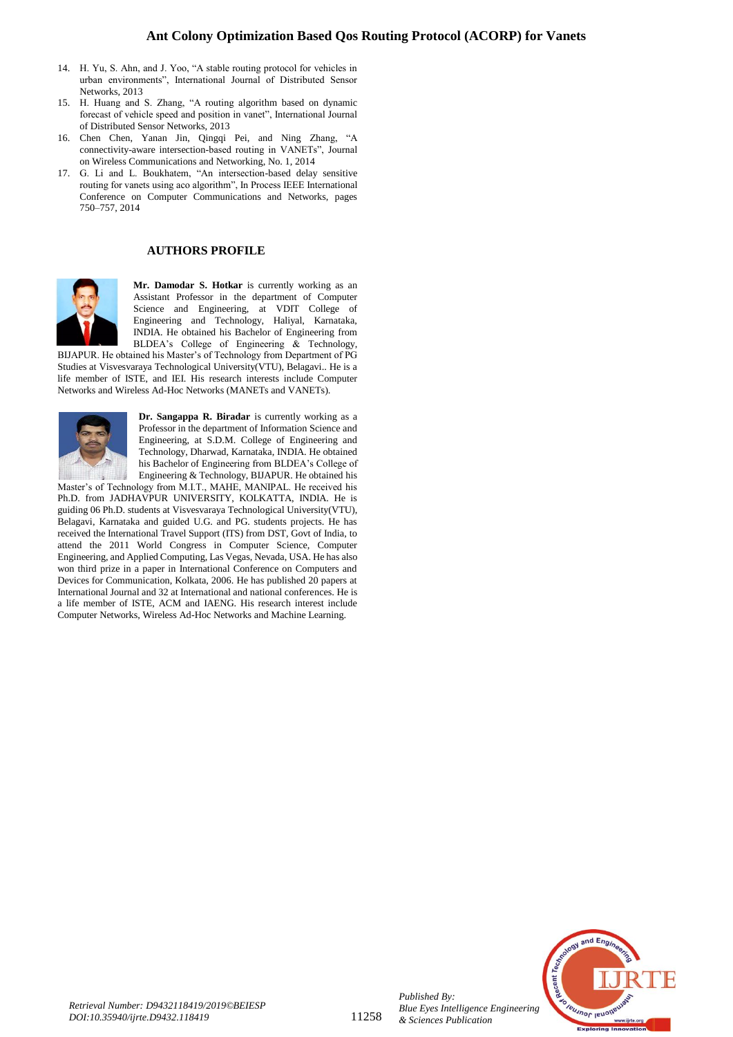14. H. Yu, S. Ahn, and J. Yoo, "A stable routing protocol for vehicles in urban environments", International Journal of Distributed Sensor Networks, 2013
15. H. Huang and S. Zhang, "A routing algorithm based on dynamic forecast of vehicle speed and position in vanet", International Journal of Distributed Sensor Networks, 2013
16. Chen Chen, Yanan Jin, Qingqi Pei, and Ning Zhang, "A connectivity-aware intersection-based routing in VANETs", Journal on Wireless Communications and Networking, No. 1, 2014
17. G. Li and L. Boukhatem, "An intersection-based delay sensitive routing for vanets using aco algorithm", In Process IEEE International Conference on Computer Communications and Networks, pages 750–757, 2014

## AUTHORS PROFILE

**Mr. Damodar S. Hotkar** is currently working as an Assistant Professor in the department of Computer Science and Engineering, at VDIT College of Engineering and Technology, Haliyal, Karnataka, INDIA. He obtained his Bachelor of Engineering from BLDEA's College of Engineering & Technology, BIJAPUR. He obtained his Master's of Technology from Department of PG Studies at Visvesvaraya Technological University(VTU), Belagavi.. He is a life member of ISTE, and IEI. His research interests include Computer Networks and Wireless Ad-Hoc Networks (MANETs and VANETs).

**Dr. Sangappa R. Biradar** is currently working as a Professor in the department of Information Science and Engineering, at S.D.M. College of Engineering and Technology, Dharwad, Karnataka, INDIA. He obtained his Bachelor of Engineering from BLDEA's College of Engineering & Technology, BIJAPUR. He obtained his Master's of Technology from M.I.T., MAHE, MANIPAL. He received his Ph.D. from JADHAVPUR UNIVERSITY, KOLKATTA, INDIA. He is guiding 06 Ph.D. students at Visvesvaraya Technological University(VTU), Belagavi, Karnataka and guided U.G. and PG. students projects. He has received the International Travel Support (ITS) from DST, Govt of India, to attend the 2011 World Congress in Computer Science, Computer Engineering, and Applied Computing, Las Vegas, Nevada, USA. He has also won third prize in a paper in International Conference on Computers and Devices for Communication, Kolkata, 2006. He has published 20 papers at International Journal and 32 at International and national conferences. He is a life member of ISTE, ACM and IAENG. His research interest include Computer Networks, Wireless Ad-Hoc Networks and Machine Learning.